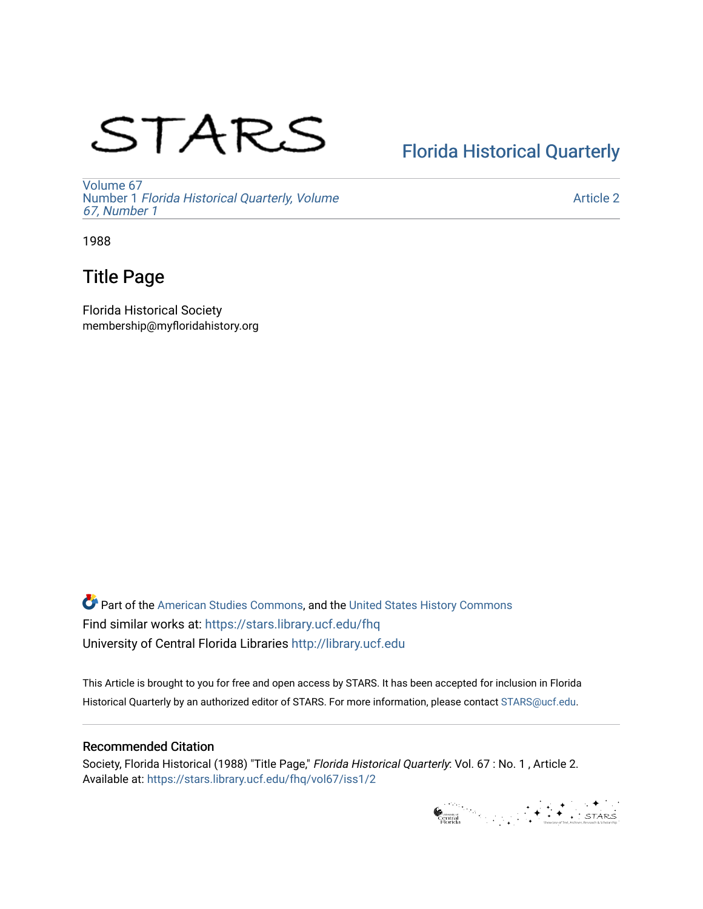STARS

[Florida Historical Quarterly](https://stars.library.ucf.edu/fhq)

Volume 67
Number 1 *Florida Historical Quarterly, Volume 67, Number 1*

Article 2

1988

# Title Page

Florida Historical Society
membership@myfloridahistory.org

Part of the American Studies Commons, and the United States History Commons
Find similar works at: https://stars.library.ucf.edu/fhq
University of Central Florida Libraries http://library.ucf.edu

This Article is brought to you for free and open access by STARS. It has been accepted for inclusion in Florida Historical Quarterly by an authorized editor of STARS. For more information, please contact STARS@ucf.edu.

## Recommended Citation

Society, Florida Historical (1988) "Title Page," *Florida Historical Quarterly*: Vol. 67 : No. 1 , Article 2.
Available at: https://stars.library.ucf.edu/fhq/vol67/iss1/2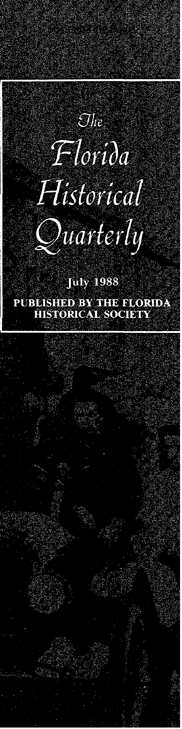*The*

# *Florida Historical Quarterly*

July 1988

PUBLISHED BY THE FLORIDA HISTORICAL SOCIETY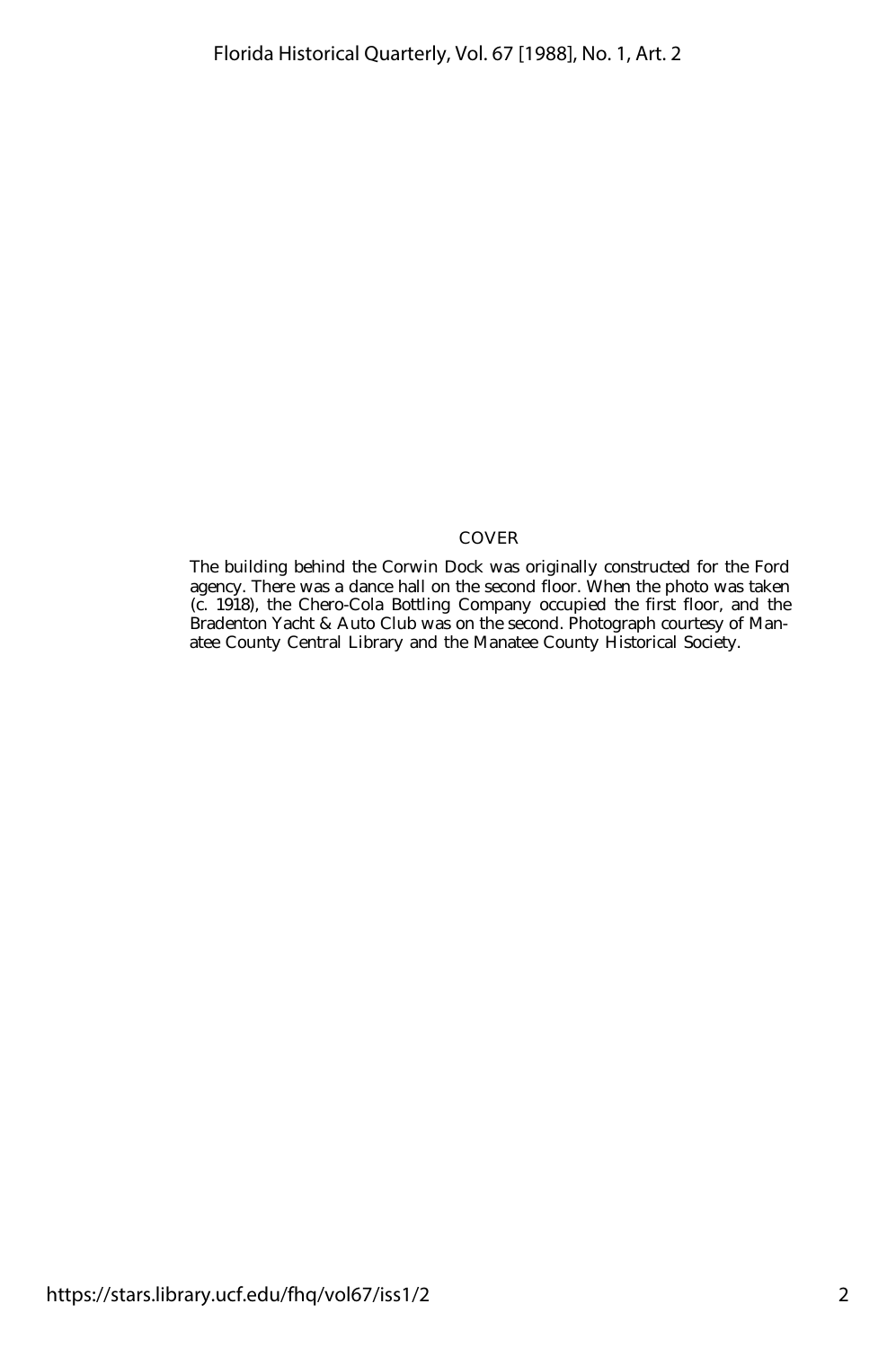## COVER

The building behind the Corwin Dock was originally constructed for the Ford agency. There was a dance hall on the second floor. When the photo was taken (c. 1918), the Chero-Cola Bottling Company occupied the first floor, and the Bradenton Yacht & Auto Club was on the second. Photograph courtesy of Manatee County Central Library and the Manatee County Historical Society.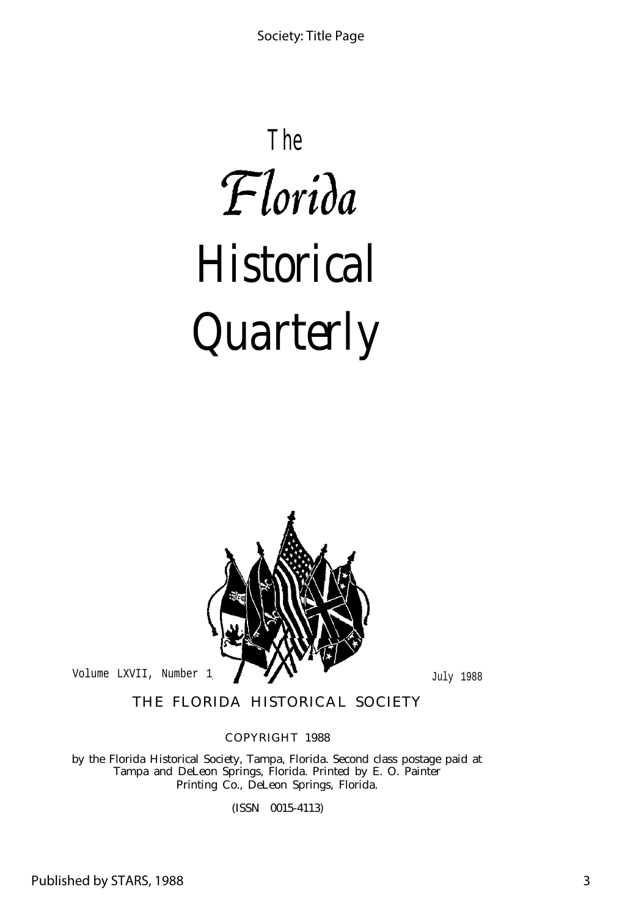# The Florida Historical Quarterly

Volume LXVII, Number 1 July 1988

THE FLORIDA HISTORICAL SOCIETY

COPYRIGHT 1988

by the Florida Historical Society, Tampa, Florida. Second class postage paid at Tampa and DeLeon Springs, Florida. Printed by E. O. Painter Printing Co., DeLeon Springs, Florida.

(ISSN 0015-4113)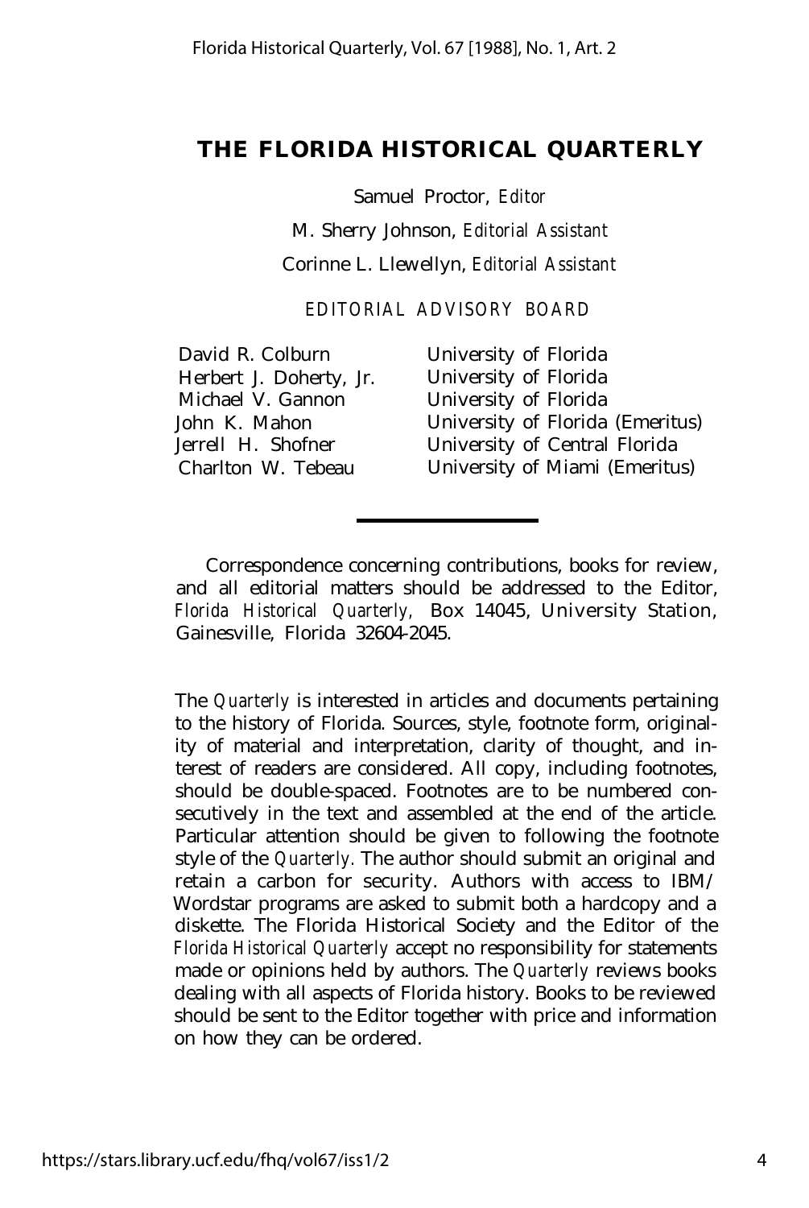# THE FLORIDA HISTORICAL QUARTERLY

Samuel Proctor, *Editor*

M. Sherry Johnson, *Editorial Assistant*

Corinne L. Llewellyn, *Editorial Assistant*

EDITORIAL ADVISORY BOARD

| | |
|---|---|
| David R. Colburn | University of Florida |
| Herbert J. Doherty, Jr. | University of Florida |
| Michael V. Gannon | University of Florida |
| John K. Mahon | University of Florida (Emeritus) |
| Jerrell H. Shofner | University of Central Florida |
| Charlton W. Tebeau | University of Miami (Emeritus) |

---

Correspondence concerning contributions, books for review, and all editorial matters should be addressed to the Editor, *Florida Historical Quarterly,* Box 14045, University Station, Gainesville, Florida 32604-2045.

The *Quarterly* is interested in articles and documents pertaining to the history of Florida. Sources, style, footnote form, originality of material and interpretation, clarity of thought, and interest of readers are considered. All copy, including footnotes, should be double-spaced. Footnotes are to be numbered consecutively in the text and assembled at the end of the article. Particular attention should be given to following the footnote style of the *Quarterly.* The author should submit an original and retain a carbon for security. Authors with access to IBM/ Wordstar programs are asked to submit both a hardcopy and a diskette. The Florida Historical Society and the Editor of the *Florida Historical Quarterly* accept no responsibility for statements made or opinions held by authors. The *Quarterly* reviews books dealing with all aspects of Florida history. Books to be reviewed should be sent to the Editor together with price and information on how they can be ordered.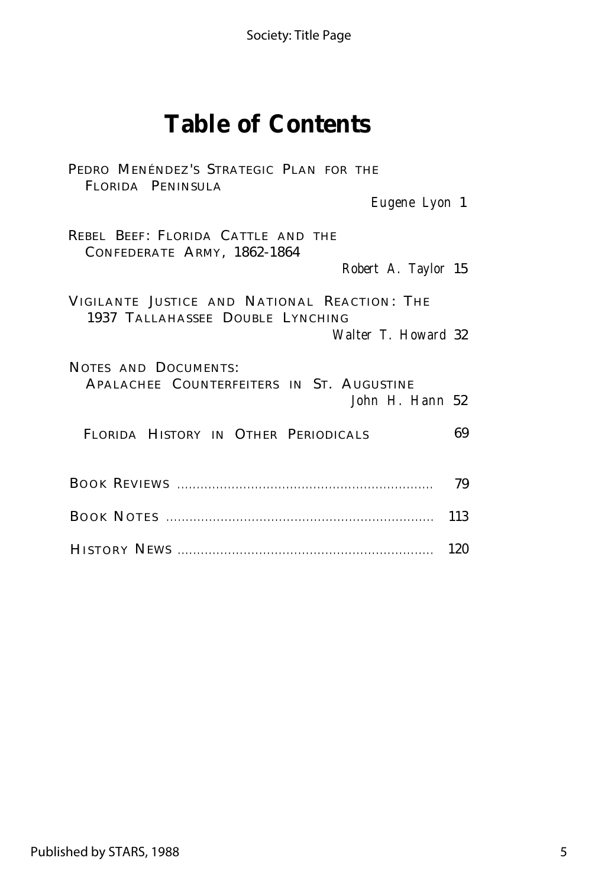# Table of Contents

PEDRO MENÉNDEZ'S STRATEGIC PLAN FOR THE FLORIDA PENINSULA
*Eugene Lyon* 1

REBEL BEEF: FLORIDA CATTLE AND THE CONFEDERATE ARMY, 1862-1864
*Robert A. Taylor* 15

VIGILANTE JUSTICE AND NATIONAL REACTION: THE 1937 TALLAHASSEE DOUBLE LYNCHING
*Walter T. Howard* 32

NOTES AND DOCUMENTS:
APALACHEE COUNTERFEITERS IN ST. AUGUSTINE
*John H. Hann* 52

FLORIDA HISTORY IN OTHER PERIODICALS 69

BOOK REVIEWS ........................................................ 79

BOOK NOTES ........................................................ 113

HISTORY NEWS ........................................................ 120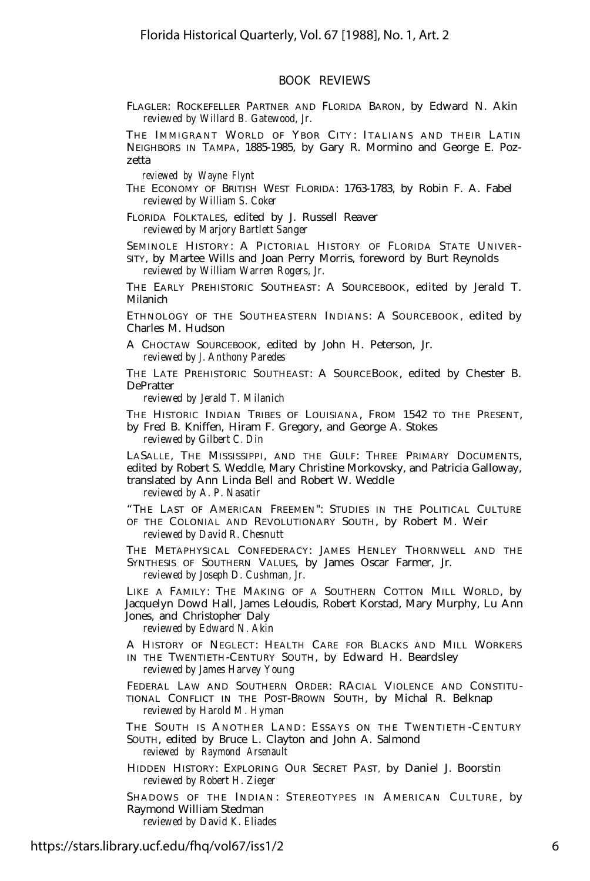## BOOK REVIEWS

FLAGLER: ROCKEFELLER PARTNER AND FLORIDA BARON, by Edward N. Akin
*reviewed by Willard B. Gatewood, Jr.*

THE IMMIGRANT WORLD OF YBOR CITY: ITALIANS AND THEIR LATIN NEIGHBORS IN TAMPA, 1885-1985, by Gary R. Mormino and George E. Pozzetta
*reviewed by Wayne Flynt*

THE ECONOMY OF BRITISH WEST FLORIDA: 1763-1783, by Robin F. A. Fabel
*reviewed by William S. Coker*

FLORIDA FOLKTALES, edited by J. Russell Reaver
*reviewed by Marjory Bartlett Sanger*

SEMINOLE HISTORY: A PICTORIAL HISTORY OF FLORIDA STATE UNIVERSITY, by Martee Wills and Joan Perry Morris, foreword by Burt Reynolds
*reviewed by William Warren Rogers, Jr.*

THE EARLY PREHISTORIC SOUTHEAST: A SOURCEBOOK, edited by Jerald T. Milanich

ETHNOLOGY OF THE SOUTHEASTERN INDIANS: A SOURCEBOOK, edited by Charles M. Hudson

A CHOCTAW SOURCEBOOK, edited by John H. Peterson, Jr.
*reviewed by J. Anthony Paredes*

THE LATE PREHISTORIC SOUTHEAST: A SOURCEBOOK, edited by Chester B. DePratter
*reviewed by Jerald T. Milanich*

THE HISTORIC INDIAN TRIBES OF LOUISIANA, FROM 1542 TO THE PRESENT, by Fred B. Kniffen, Hiram F. Gregory, and George A. Stokes
*reviewed by Gilbert C. Din*

LASALLE, THE MISSISSIPPI, AND THE GULF: THREE PRIMARY DOCUMENTS, edited by Robert S. Weddle, Mary Christine Morkovsky, and Patricia Galloway, translated by Ann Linda Bell and Robert W. Weddle
*reviewed by A. P. Nasatir*

"THE LAST OF AMERICAN FREEMEN": STUDIES IN THE POLITICAL CULTURE OF THE COLONIAL AND REVOLUTIONARY SOUTH, by Robert M. Weir
*reviewed by David R. Chesnutt*

THE METAPHYSICAL CONFEDERACY: JAMES HENLEY THORNWELL AND THE SYNTHESIS OF SOUTHERN VALUES, by James Oscar Farmer, Jr.
*reviewed by Joseph D. Cushman, Jr.*

LIKE A FAMILY: THE MAKING OF A SOUTHERN COTTON MILL WORLD, by Jacquelyn Dowd Hall, James Leloudis, Robert Korstad, Mary Murphy, Lu Ann Jones, and Christopher Daly
*reviewed by Edward N. Akin*

A HISTORY OF NEGLECT: HEALTH CARE FOR BLACKS AND MILL WORKERS IN THE TWENTIETH-CENTURY SOUTH, by Edward H. Beardsley
*reviewed by James Harvey Young*

FEDERAL LAW AND SOUTHERN ORDER: RACIAL VIOLENCE AND CONSTITUTIONAL CONFLICT IN THE POST-BROWN SOUTH, by Michal R. Belknap
*reviewed by Harold M. Hyman*

THE SOUTH IS ANOTHER LAND: ESSAYS ON THE TWENTIETH-CENTURY SOUTH, edited by Bruce L. Clayton and John A. Salmond
*reviewed by Raymond Arsenault*

HIDDEN HISTORY: EXPLORING OUR SECRET PAST, by Daniel J. Boorstin
*reviewed by Robert H. Zieger*

SHADOWS OF THE INDIAN: STEREOTYPES IN AMERICAN CULTURE, by Raymond William Stedman
*reviewed by David K. Eliades*